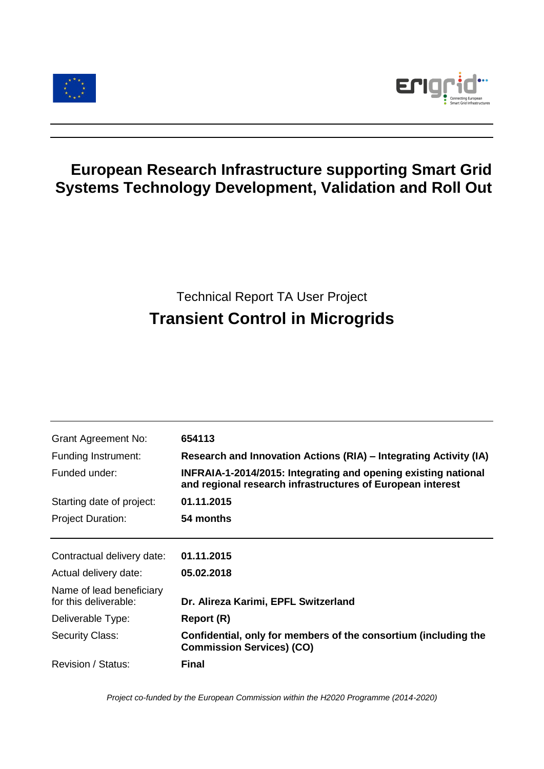# European Research Infrastructure supporting Smart Grid Systems Technology Development, Validation and Roll Out

Technical Report TA User Project

## Transient Control in Microgrids

| | |
|---|---|
| Grant Agreement No: | **654113** |
| Funding Instrument: | **Research and Innovation Actions (RIA) – Integrating Activity (IA)** |
| Funded under: | **INFRAIA-1-2014/2015: Integrating and opening existing national and regional research infrastructures of European interest** |
| Starting date of project: | **01.11.2015** |
| Project Duration: | **54 months** |

| | |
|---|---|
| Contractual delivery date: | **01.11.2015** |
| Actual delivery date: | **05.02.2018** |
| Name of lead beneficiary for this deliverable: | **Dr. Alireza Karimi, EPFL Switzerland** |
| Deliverable Type: | **Report (R)** |
| Security Class: | **Confidential, only for members of the consortium (including the Commission Services) (CO)** |
| Revision / Status: | **Final** |

*Project co-funded by the European Commission within the H2020 Programme (2014-2020)*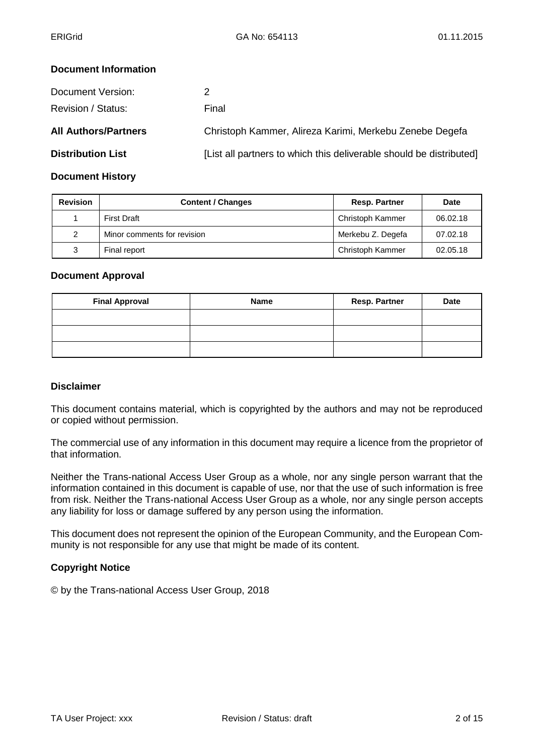### Document Information

| | |
|---|---|
| Document Version: | 2 |
| Revision / Status: | Final |
| **All Authors/Partners** | Christoph Kammer, Alireza Karimi, Merkebu Zenebe Degefa |
| **Distribution List** | [List all partners to which this deliverable should be distributed] |

### Document History

| Revision | Content / Changes | Resp. Partner | Date |
|---|---|---|---|
| 1 | First Draft | Christoph Kammer | 06.02.18 |
| 2 | Minor comments for revision | Merkebu Z. Degefa | 07.02.18 |
| 3 | Final report | Christoph Kammer | 02.05.18 |

### Document Approval

| Final Approval | Name | Resp. Partner | Date |
|---|---|---|---|
| | | | |
| | | | |
| | | | |

### Disclaimer

This document contains material, which is copyrighted by the authors and may not be reproduced or copied without permission.

The commercial use of any information in this document may require a licence from the proprietor of that information.

Neither the Trans-national Access User Group as a whole, nor any single person warrant that the information contained in this document is capable of use, nor that the use of such information is free from risk. Neither the Trans-national Access User Group as a whole, nor any single person accepts any liability for loss or damage suffered by any person using the information.

This document does not represent the opinion of the European Community, and the European Community is not responsible for any use that might be made of its content.

### Copyright Notice

© by the Trans-national Access User Group, 2018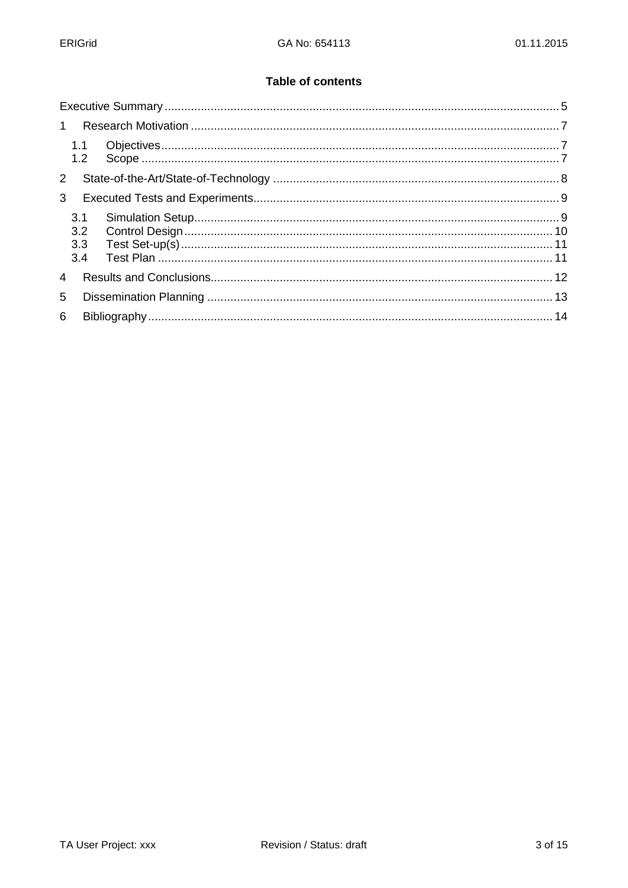## Table of contents

Executive Summary ... 5

1 Research Motivation ... 7

- 1.1 Objectives ... 7
- 1.2 Scope ... 7

2 State-of-the-Art/State-of-Technology ... 8

3 Executed Tests and Experiments ... 9

- 3.1 Simulation Setup ... 9
- 3.2 Control Design ... 10
- 3.3 Test Set-up(s) ... 11
- 3.4 Test Plan ... 11

4 Results and Conclusions ... 12

5 Dissemination Planning ... 13

6 Bibliography ... 14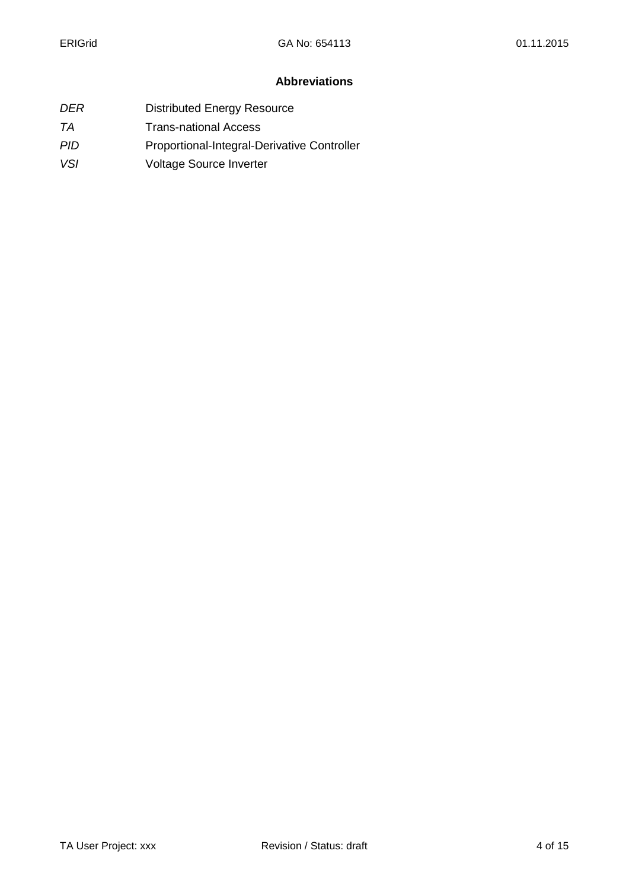# Abbreviations

| | |
|---|---|
| *DER* | Distributed Energy Resource |
| *TA* | Trans-national Access |
| *PID* | Proportional-Integral-Derivative Controller |
| *VSI* | Voltage Source Inverter |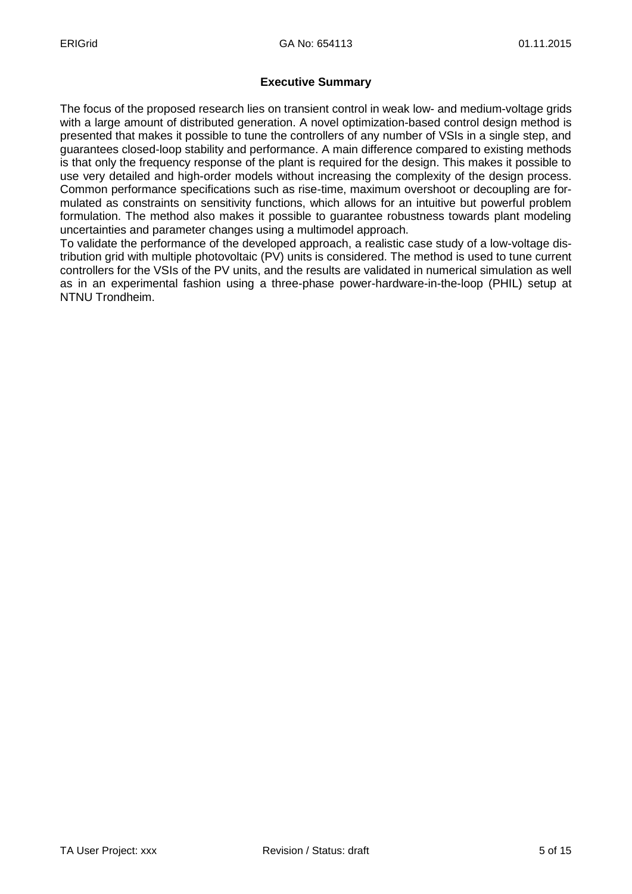## Executive Summary

The focus of the proposed research lies on transient control in weak low- and medium-voltage grids with a large amount of distributed generation. A novel optimization-based control design method is presented that makes it possible to tune the controllers of any number of VSIs in a single step, and guarantees closed-loop stability and performance. A main difference compared to existing methods is that only the frequency response of the plant is required for the design. This makes it possible to use very detailed and high-order models without increasing the complexity of the design process. Common performance specifications such as rise-time, maximum overshoot or decoupling are formulated as constraints on sensitivity functions, which allows for an intuitive but powerful problem formulation. The method also makes it possible to guarantee robustness towards plant modeling uncertainties and parameter changes using a multimodel approach.

To validate the performance of the developed approach, a realistic case study of a low-voltage distribution grid with multiple photovoltaic (PV) units is considered. The method is used to tune current controllers for the VSIs of the PV units, and the results are validated in numerical simulation as well as in an experimental fashion using a three-phase power-hardware-in-the-loop (PHIL) setup at NTNU Trondheim.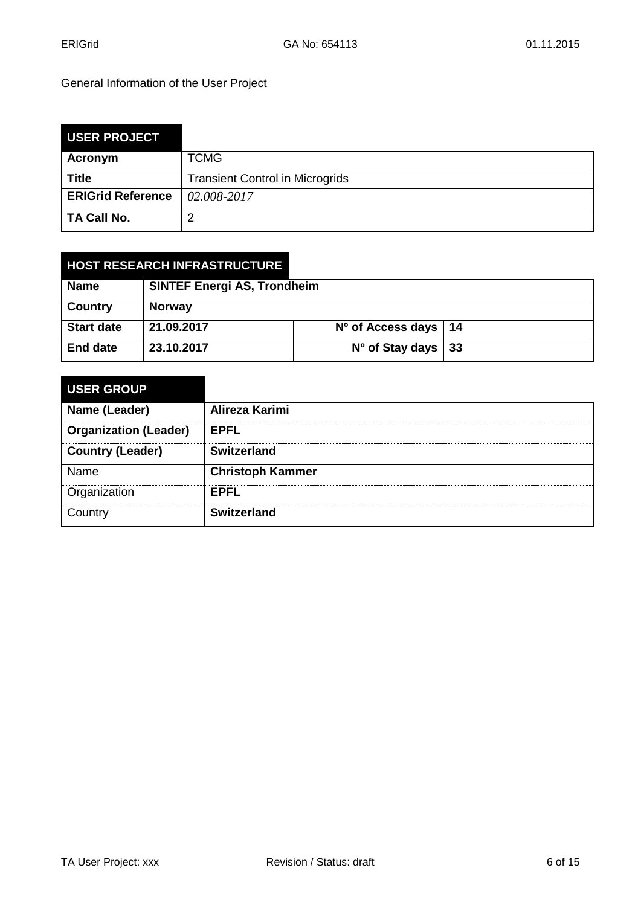General Information of the User Project

| **USER PROJECT** | |
|---|---|
| **Acronym** | TCMG |
| **Title** | Transient Control in Microgrids |
| **ERIGrid Reference** | *02.008-2017* |
| **TA Call No.** | 2 |

| **HOST RESEARCH INFRASTRUCTURE** | | | |
|---|---|---|---|
| **Name** | **SINTEF Energi AS, Trondheim** | | |
| **Country** | **Norway** | | |
| **Start date** | **21.09.2017** | **Nº of Access days** | **14** |
| **End date** | **23.10.2017** | **Nº of Stay days** | **33** |

| **USER GROUP** | |
|---|---|
| **Name (Leader)** | **Alireza Karimi** |
| **Organization (Leader)** | **EPFL** |
| **Country (Leader)** | **Switzerland** |
| Name | **Christoph Kammer** |
| Organization | **EPFL** |
| Country | **Switzerland** |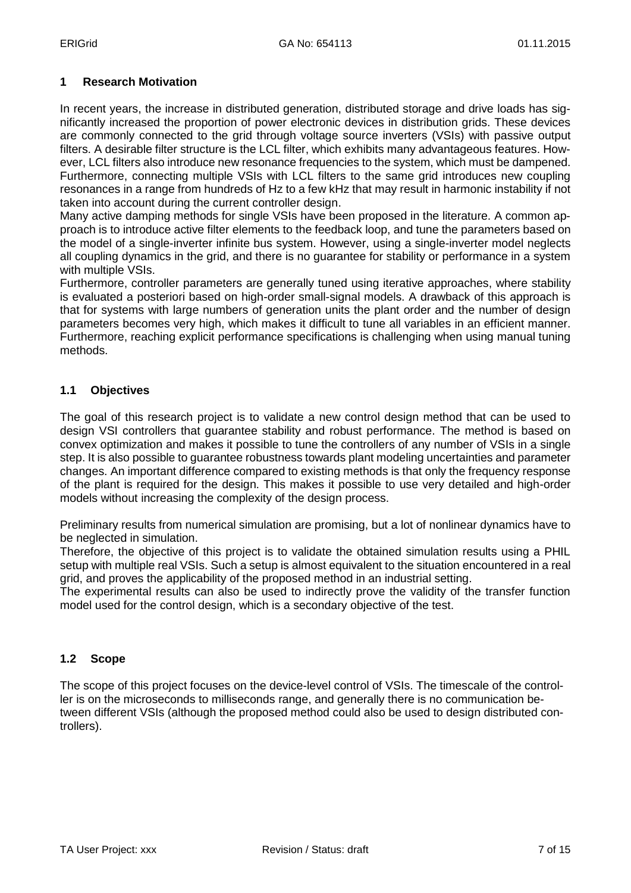# 1 Research Motivation

In recent years, the increase in distributed generation, distributed storage and drive loads has significantly increased the proportion of power electronic devices in distribution grids. These devices are commonly connected to the grid through voltage source inverters (VSIs) with passive output filters. A desirable filter structure is the LCL filter, which exhibits many advantageous features. However, LCL filters also introduce new resonance frequencies to the system, which must be dampened. Furthermore, connecting multiple VSIs with LCL filters to the same grid introduces new coupling resonances in a range from hundreds of Hz to a few kHz that may result in harmonic instability if not taken into account during the current controller design.

Many active damping methods for single VSIs have been proposed in the literature. A common approach is to introduce active filter elements to the feedback loop, and tune the parameters based on the model of a single-inverter infinite bus system. However, using a single-inverter model neglects all coupling dynamics in the grid, and there is no guarantee for stability or performance in a system with multiple VSIs.

Furthermore, controller parameters are generally tuned using iterative approaches, where stability is evaluated a posteriori based on high-order small-signal models. A drawback of this approach is that for systems with large numbers of generation units the plant order and the number of design parameters becomes very high, which makes it difficult to tune all variables in an efficient manner. Furthermore, reaching explicit performance specifications is challenging when using manual tuning methods.

## 1.1 Objectives

The goal of this research project is to validate a new control design method that can be used to design VSI controllers that guarantee stability and robust performance. The method is based on convex optimization and makes it possible to tune the controllers of any number of VSIs in a single step. It is also possible to guarantee robustness towards plant modeling uncertainties and parameter changes. An important difference compared to existing methods is that only the frequency response of the plant is required for the design. This makes it possible to use very detailed and high-order models without increasing the complexity of the design process.

Preliminary results from numerical simulation are promising, but a lot of nonlinear dynamics have to be neglected in simulation.

Therefore, the objective of this project is to validate the obtained simulation results using a PHIL setup with multiple real VSIs. Such a setup is almost equivalent to the situation encountered in a real grid, and proves the applicability of the proposed method in an industrial setting.

The experimental results can also be used to indirectly prove the validity of the transfer function model used for the control design, which is a secondary objective of the test.

## 1.2 Scope

The scope of this project focuses on the device-level control of VSIs. The timescale of the controller is on the microseconds to milliseconds range, and generally there is no communication between different VSIs (although the proposed method could also be used to design distributed controllers).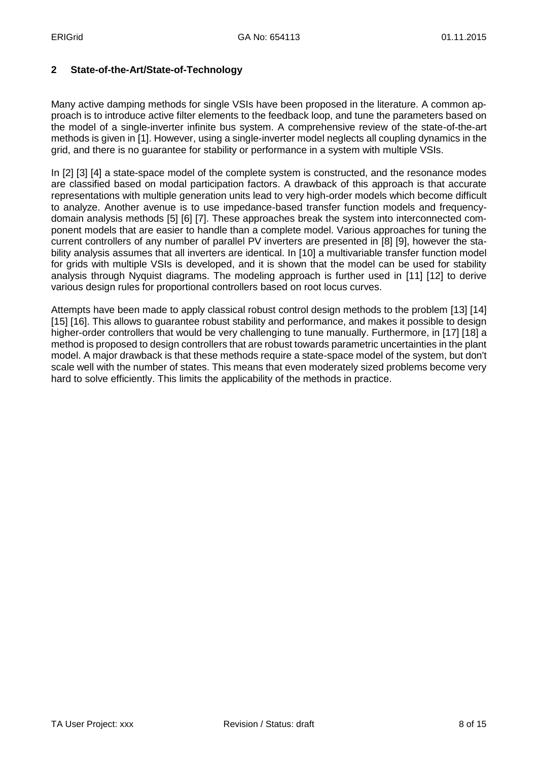## 2 State-of-the-Art/State-of-Technology

Many active damping methods for single VSIs have been proposed in the literature. A common approach is to introduce active filter elements to the feedback loop, and tune the parameters based on the model of a single-inverter infinite bus system. A comprehensive review of the state-of-the-art methods is given in [1]. However, using a single-inverter model neglects all coupling dynamics in the grid, and there is no guarantee for stability or performance in a system with multiple VSIs.

In [2] [3] [4] a state-space model of the complete system is constructed, and the resonance modes are classified based on modal participation factors. A drawback of this approach is that accurate representations with multiple generation units lead to very high-order models which become difficult to analyze. Another avenue is to use impedance-based transfer function models and frequency-domain analysis methods [5] [6] [7]. These approaches break the system into interconnected component models that are easier to handle than a complete model. Various approaches for tuning the current controllers of any number of parallel PV inverters are presented in [8] [9], however the stability analysis assumes that all inverters are identical. In [10] a multivariable transfer function model for grids with multiple VSIs is developed, and it is shown that the model can be used for stability analysis through Nyquist diagrams. The modeling approach is further used in [11] [12] to derive various design rules for proportional controllers based on root locus curves.

Attempts have been made to apply classical robust control design methods to the problem [13] [14] [15] [16]. This allows to guarantee robust stability and performance, and makes it possible to design higher-order controllers that would be very challenging to tune manually. Furthermore, in [17] [18] a method is proposed to design controllers that are robust towards parametric uncertainties in the plant model. A major drawback is that these methods require a state-space model of the system, but don't scale well with the number of states. This means that even moderately sized problems become very hard to solve efficiently. This limits the applicability of the methods in practice.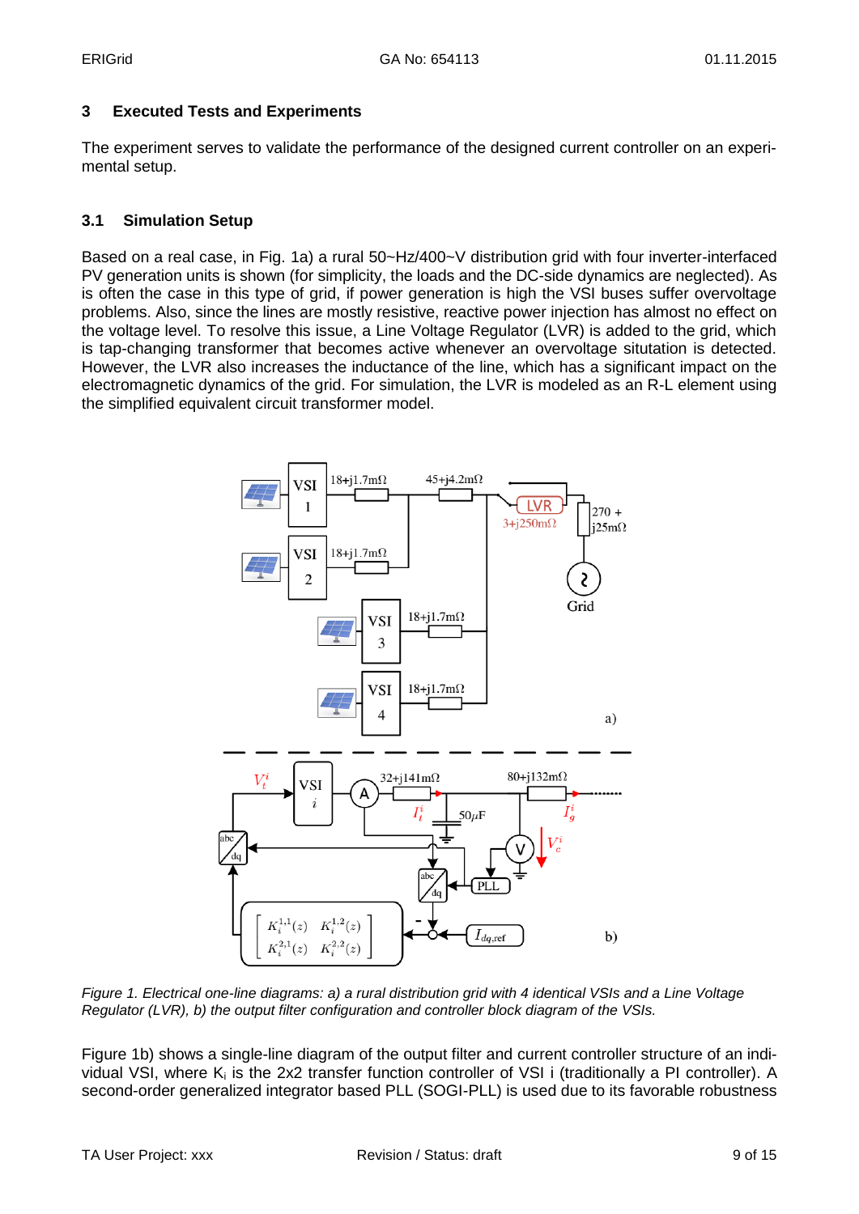## 3 Executed Tests and Experiments

The experiment serves to validate the performance of the designed current controller on an experimental setup.

### 3.1 Simulation Setup

Based on a real case, in Fig. 1a) a rural 50~Hz/400~V distribution grid with four inverter-interfaced PV generation units is shown (for simplicity, the loads and the DC-side dynamics are neglected). As is often the case in this type of grid, if power generation is high the VSI buses suffer overvoltage problems. Also, since the lines are mostly resistive, reactive power injection has almost no effect on the voltage level. To resolve this issue, a Line Voltage Regulator (LVR) is added to the grid, which is tap-changing transformer that becomes active whenever an overvoltage situation is detected. However, the LVR also increases the inductance of the line, which has a significant impact on the electromagnetic dynamics of the grid. For simulation, the LVR is modeled as an R-L element using the simplified equivalent circuit transformer model.

*Figure 1. Electrical one-line diagrams: a) a rural distribution grid with 4 identical VSIs and a Line Voltage Regulator (LVR), b) the output filter configuration and controller block diagram of the VSIs.*

Figure 1b) shows a single-line diagram of the output filter and current controller structure of an individual VSI, where $K_i$ is the 2x2 transfer function controller of VSI i (traditionally a PI controller). A second-order generalized integrator based PLL (SOGI-PLL) is used due to its favorable robustness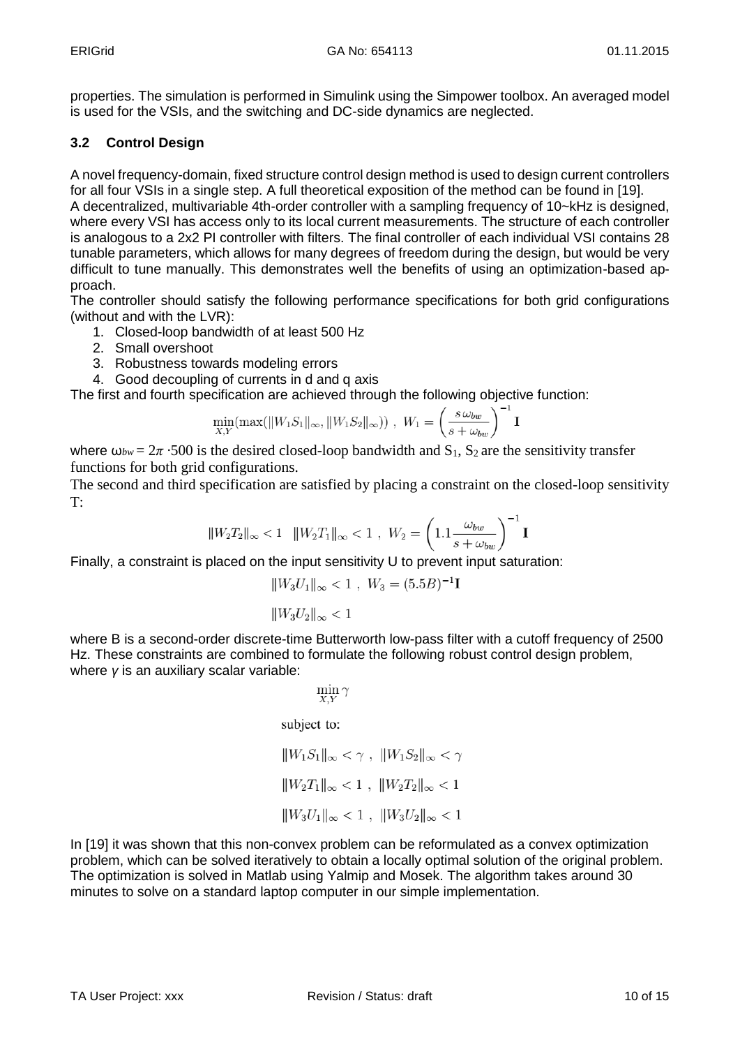properties. The simulation is performed in Simulink using the Simpower toolbox. An averaged model is used for the VSIs, and the switching and DC-side dynamics are neglected.

### 3.2 Control Design

A novel frequency-domain, fixed structure control design method is used to design current controllers for all four VSIs in a single step. A full theoretical exposition of the method can be found in [19].
A decentralized, multivariable 4th-order controller with a sampling frequency of 10~kHz is designed, where every VSI has access only to its local current measurements. The structure of each controller is analogous to a 2x2 PI controller with filters. The final controller of each individual VSI contains 28 tunable parameters, which allows for many degrees of freedom during the design, but would be very difficult to tune manually. This demonstrates well the benefits of using an optimization-based approach.
The controller should satisfy the following performance specifications for both grid configurations (without and with the LVR):

1. Closed-loop bandwidth of at least 500 Hz
2. Small overshoot
3. Robustness towards modeling errors
4. Good decoupling of currents in d and q axis

The first and fourth specification are achieved through the following objective function:

$$\min_{X,Y}(\max(\|W_1 S_1\|_\infty, \|W_1 S_2\|_\infty)) \ , \ W_1 = \left(\frac{s\,\omega_{bw}}{s+\omega_{bw}}\right)^{-1}\mathbf{I}$$

where $\omega_{bw} = 2\pi \cdot 500$ is the desired closed-loop bandwidth and $S_1$, $S_2$ are the sensitivity transfer functions for both grid configurations.
The second and third specification are satisfied by placing a constraint on the closed-loop sensitivity T:

$$\|W_2 T_2\|_\infty < 1 \quad \|W_2 T_1\|_\infty < 1 \ , \ W_2 = \left(1.1\frac{\omega_{bw}}{s+\omega_{bw}}\right)^{-1}\mathbf{I}$$

Finally, a constraint is placed on the input sensitivity U to prevent input saturation:

$$\|W_3 U_1\|_\infty < 1 \ , \ W_3 = (5.5B)^{-1}\mathbf{I}$$

$$\|W_3 U_2\|_\infty < 1$$

where B is a second-order discrete-time Butterworth low-pass filter with a cutoff frequency of 2500 Hz. These constraints are combined to formulate the following robust control design problem, where $\gamma$ is an auxiliary scalar variable:

$$\min_{X,Y} \gamma$$

subject to:

$$\|W_1 S_1\|_\infty < \gamma \ , \ \|W_1 S_2\|_\infty < \gamma$$

$$\|W_2 T_1\|_\infty < 1 \ , \ \|W_2 T_2\|_\infty < 1$$

$$\|W_3 U_1\|_\infty < 1 \ , \ \|W_3 U_2\|_\infty < 1$$

In [19] it was shown that this non-convex problem can be reformulated as a convex optimization problem, which can be solved iteratively to obtain a locally optimal solution of the original problem. The optimization is solved in Matlab using Yalmip and Mosek. The algorithm takes around 30 minutes to solve on a standard laptop computer in our simple implementation.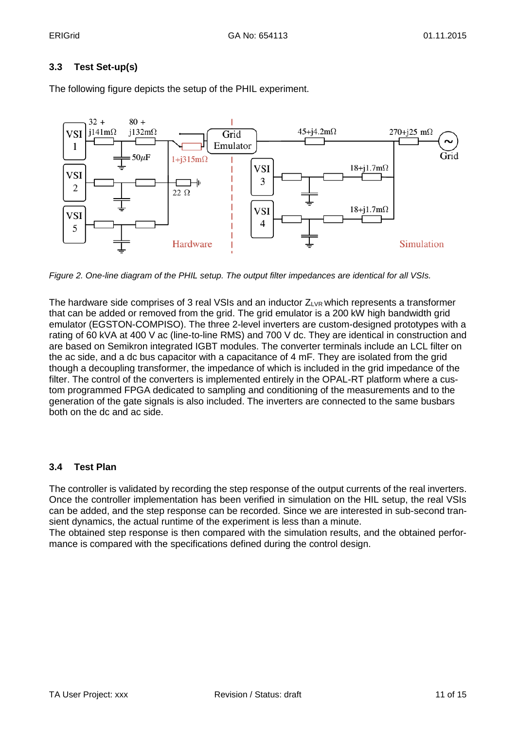### 3.3 Test Set-up(s)

The following figure depicts the setup of the PHIL experiment.

*Figure 2. One-line diagram of the PHIL setup. The output filter impedances are identical for all VSIs.*

The hardware side comprises of 3 real VSIs and an inductor $Z_{LVR}$ which represents a transformer that can be added or removed from the grid. The grid emulator is a 200 kW high bandwidth grid emulator (EGSTON-COMPISO). The three 2-level inverters are custom-designed prototypes with a rating of 60 kVA at 400 V ac (line-to-line RMS) and 700 V dc. They are identical in construction and are based on Semikron integrated IGBT modules. The converter terminals include an LCL filter on the ac side, and a dc bus capacitor with a capacitance of 4 mF. They are isolated from the grid though a decoupling transformer, the impedance of which is included in the grid impedance of the filter. The control of the converters is implemented entirely in the OPAL-RT platform where a custom programmed FPGA dedicated to sampling and conditioning of the measurements and to the generation of the gate signals is also included. The inverters are connected to the same busbars both on the dc and ac side.

### 3.4 Test Plan

The controller is validated by recording the step response of the output currents of the real inverters. Once the controller implementation has been verified in simulation on the HIL setup, the real VSIs can be added, and the step response can be recorded. Since we are interested in sub-second transient dynamics, the actual runtime of the experiment is less than a minute.
The obtained step response is then compared with the simulation results, and the obtained performance is compared with the specifications defined during the control design.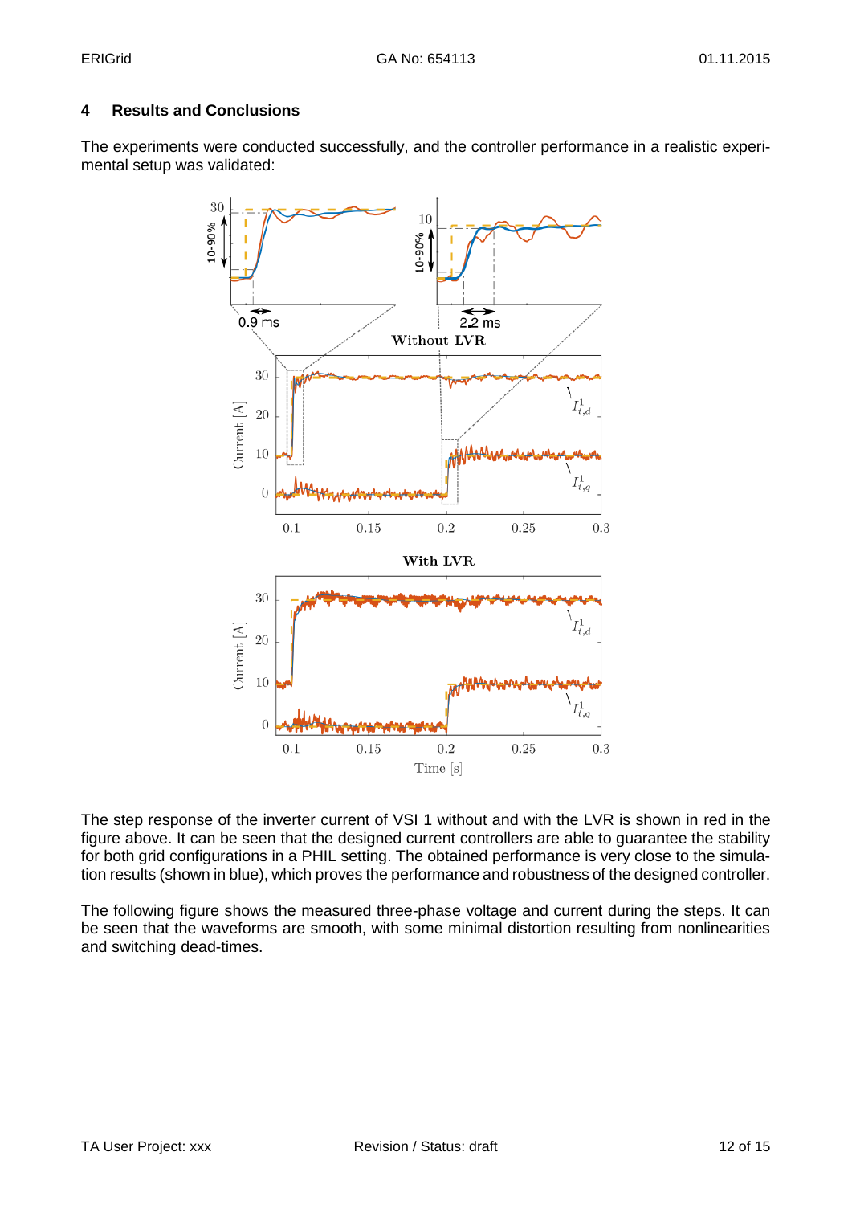## 4 Results and Conclusions

The experiments were conducted successfully, and the controller performance in a realistic experimental setup was validated:

The step response of the inverter current of VSI 1 without and with the LVR is shown in red in the figure above. It can be seen that the designed current controllers are able to guarantee the stability for both grid configurations in a PHIL setting. The obtained performance is very close to the simulation results (shown in blue), which proves the performance and robustness of the designed controller.

The following figure shows the measured three-phase voltage and current during the steps. It can be seen that the waveforms are smooth, with some minimal distortion resulting from nonlinearities and switching dead-times.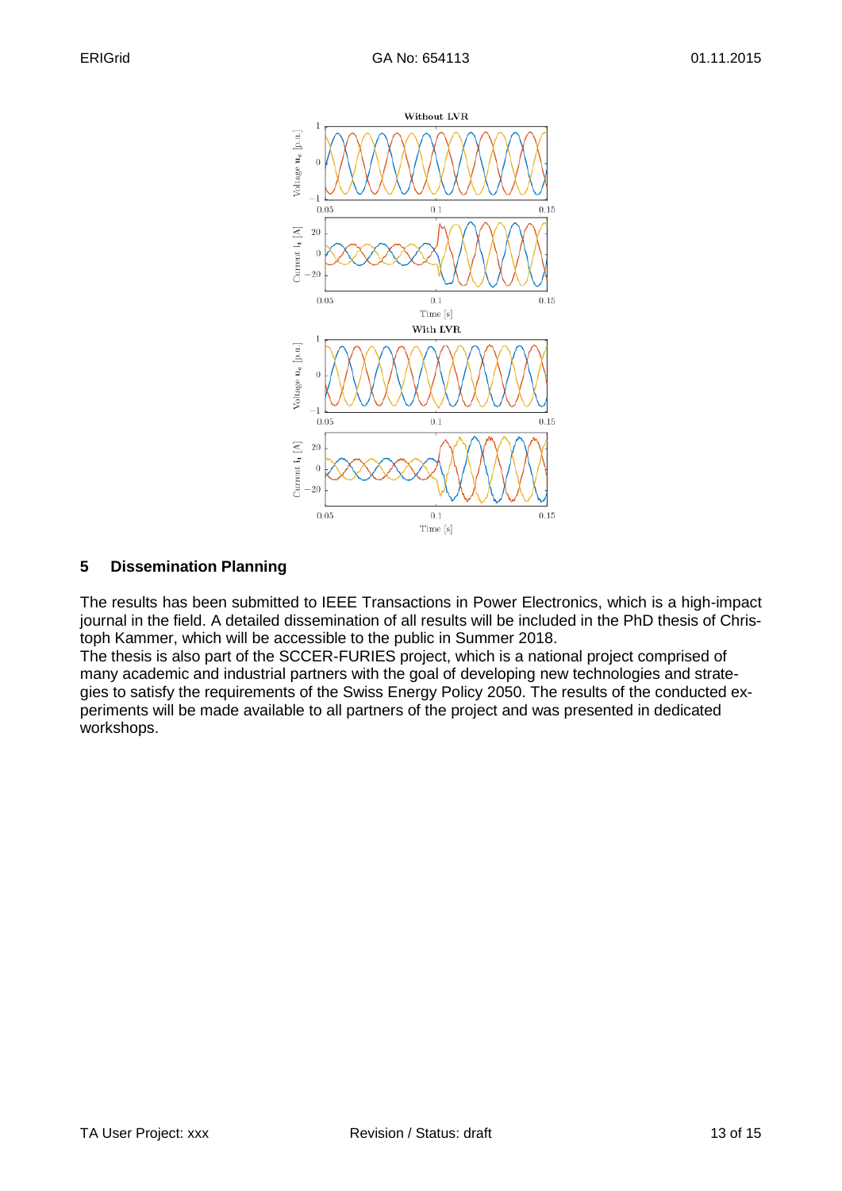## 5 Dissemination Planning

The results has been submitted to IEEE Transactions in Power Electronics, which is a high-impact journal in the field. A detailed dissemination of all results will be included in the PhD thesis of Christoph Kammer, which will be accessible to the public in Summer 2018.
The thesis is also part of the SCCER-FURIES project, which is a national project comprised of many academic and industrial partners with the goal of developing new technologies and strategies to satisfy the requirements of the Swiss Energy Policy 2050. The results of the conducted experiments will be made available to all partners of the project and was presented in dedicated workshops.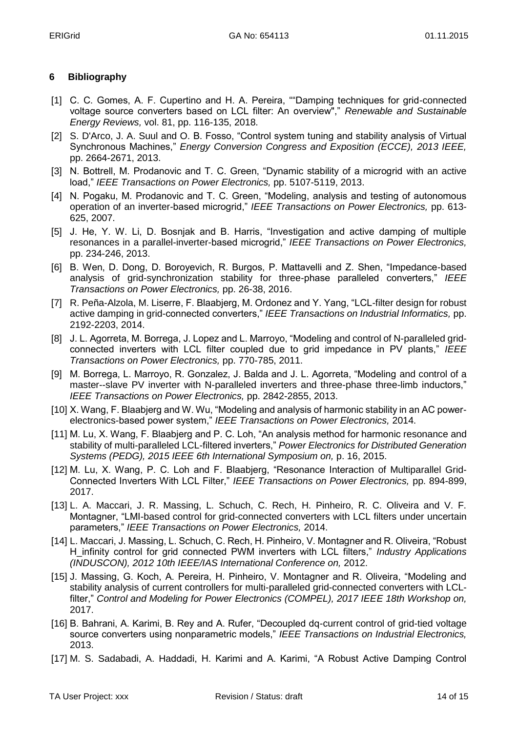## 6 Bibliography

[1] C. C. Gomes, A. F. Cupertino and H. A. Pereira, ""Damping techniques for grid-connected voltage source converters based on LCL filter: An overview"," *Renewable and Sustainable Energy Reviews,* vol. 81, pp. 116-135, 2018.

[2] S. D'Arco, J. A. Suul and O. B. Fosso, "Control system tuning and stability analysis of Virtual Synchronous Machines," *Energy Conversion Congress and Exposition (ECCE), 2013 IEEE,* pp. 2664-2671, 2013.

[3] N. Bottrell, M. Prodanovic and T. C. Green, "Dynamic stability of a microgrid with an active load," *IEEE Transactions on Power Electronics,* pp. 5107-5119, 2013.

[4] N. Pogaku, M. Prodanovic and T. C. Green, "Modeling, analysis and testing of autonomous operation of an inverter-based microgrid," *IEEE Transactions on Power Electronics,* pp. 613-625, 2007.

[5] J. He, Y. W. Li, D. Bosnjak and B. Harris, "Investigation and active damping of multiple resonances in a parallel-inverter-based microgrid," *IEEE Transactions on Power Electronics,* pp. 234-246, 2013.

[6] B. Wen, D. Dong, D. Boroyevich, R. Burgos, P. Mattavelli and Z. Shen, "Impedance-based analysis of grid-synchronization stability for three-phase paralleled converters," *IEEE Transactions on Power Electronics,* pp. 26-38, 2016.

[7] R. Peña-Alzola, M. Liserre, F. Blaabjerg, M. Ordonez and Y. Yang, "LCL-filter design for robust active damping in grid-connected converters," *IEEE Transactions on Industrial Informatics,* pp. 2192-2203, 2014.

[8] J. L. Agorreta, M. Borrega, J. Lopez and L. Marroyo, "Modeling and control of N-paralleled grid-connected inverters with LCL filter coupled due to grid impedance in PV plants," *IEEE Transactions on Power Electronics,* pp. 770-785, 2011.

[9] M. Borrega, L. Marroyo, R. Gonzalez, J. Balda and J. L. Agorreta, "Modeling and control of a master--slave PV inverter with N-paralleled inverters and three-phase three-limb inductors," *IEEE Transactions on Power Electronics,* pp. 2842-2855, 2013.

[10] X. Wang, F. Blaabjerg and W. Wu, "Modeling and analysis of harmonic stability in an AC power-electronics-based power system," *IEEE Transactions on Power Electronics,* 2014.

[11] M. Lu, X. Wang, F. Blaabjerg and P. C. Loh, "An analysis method for harmonic resonance and stability of multi-paralleled LCL-filtered inverters," *Power Electronics for Distributed Generation Systems (PEDG), 2015 IEEE 6th International Symposium on,* p. 16, 2015.

[12] M. Lu, X. Wang, P. C. Loh and F. Blaabjerg, "Resonance Interaction of Multiparallel Grid-Connected Inverters With LCL Filter," *IEEE Transactions on Power Electronics,* pp. 894-899, 2017.

[13] L. A. Maccari, J. R. Massing, L. Schuch, C. Rech, H. Pinheiro, R. C. Oliveira and V. F. Montagner, "LMI-based control for grid-connected converters with LCL filters under uncertain parameters," *IEEE Transactions on Power Electronics,* 2014.

[14] L. Maccari, J. Massing, L. Schuch, C. Rech, H. Pinheiro, V. Montagner and R. Oliveira, "Robust H_infinity control for grid connected PWM inverters with LCL filters," *Industry Applications (INDUSCON), 2012 10th IEEE/IAS International Conference on,* 2012.

[15] J. Massing, G. Koch, A. Pereira, H. Pinheiro, V. Montagner and R. Oliveira, "Modeling and stability analysis of current controllers for multi-paralleled grid-connected converters with LCL-filter," *Control and Modeling for Power Electronics (COMPEL), 2017 IEEE 18th Workshop on,* 2017.

[16] B. Bahrani, A. Karimi, B. Rey and A. Rufer, "Decoupled dq-current control of grid-tied voltage source converters using nonparametric models," *IEEE Transactions on Industrial Electronics,* 2013.

[17] M. S. Sadabadi, A. Haddadi, H. Karimi and A. Karimi, "A Robust Active Damping Control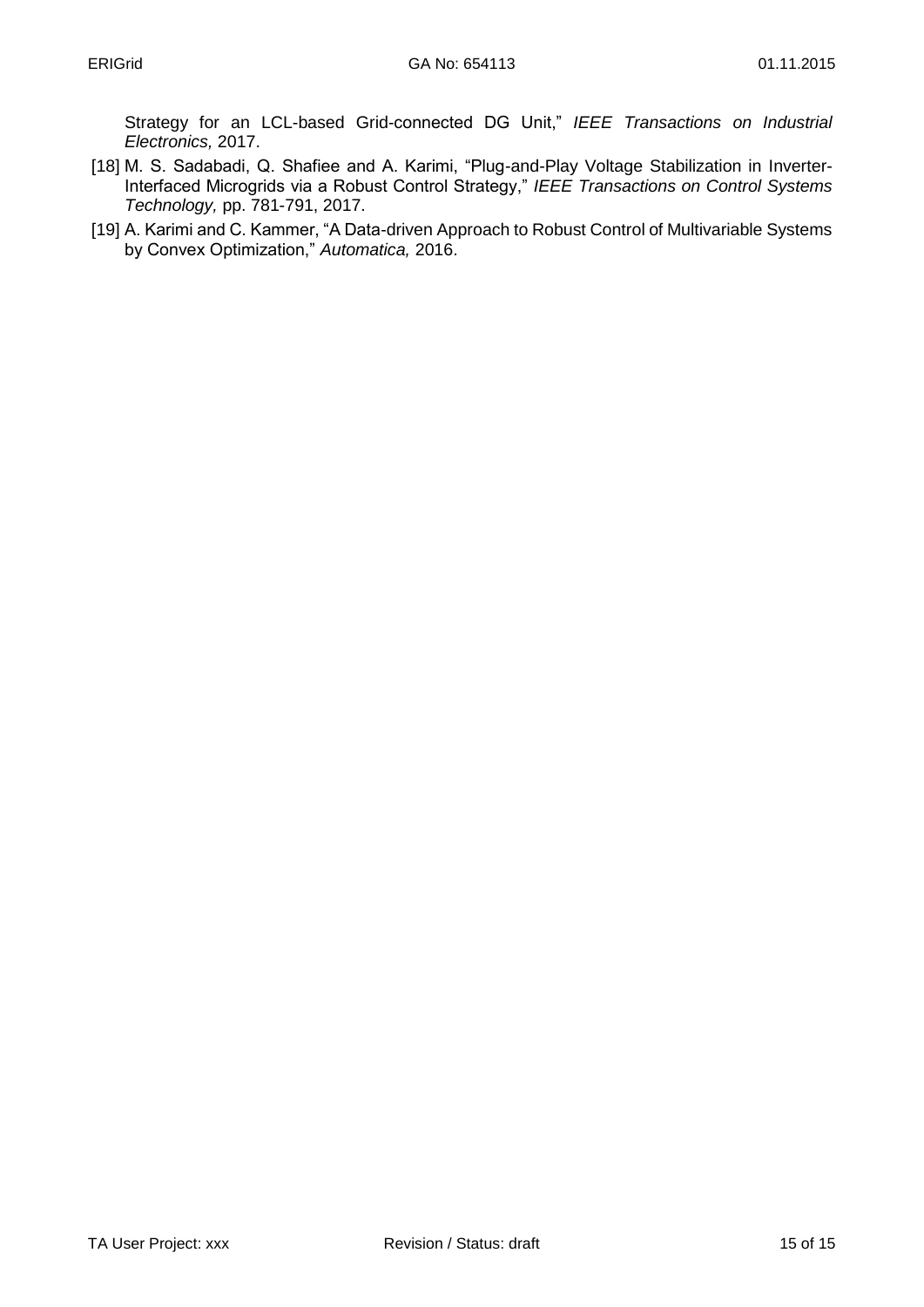Strategy for an LCL-based Grid-connected DG Unit," *IEEE Transactions on Industrial Electronics,* 2017.

[18] M. S. Sadabadi, Q. Shafiee and A. Karimi, "Plug-and-Play Voltage Stabilization in Inverter-Interfaced Microgrids via a Robust Control Strategy," *IEEE Transactions on Control Systems Technology,* pp. 781-791, 2017.

[19] A. Karimi and C. Kammer, "A Data-driven Approach to Robust Control of Multivariable Systems by Convex Optimization," *Automatica,* 2016.